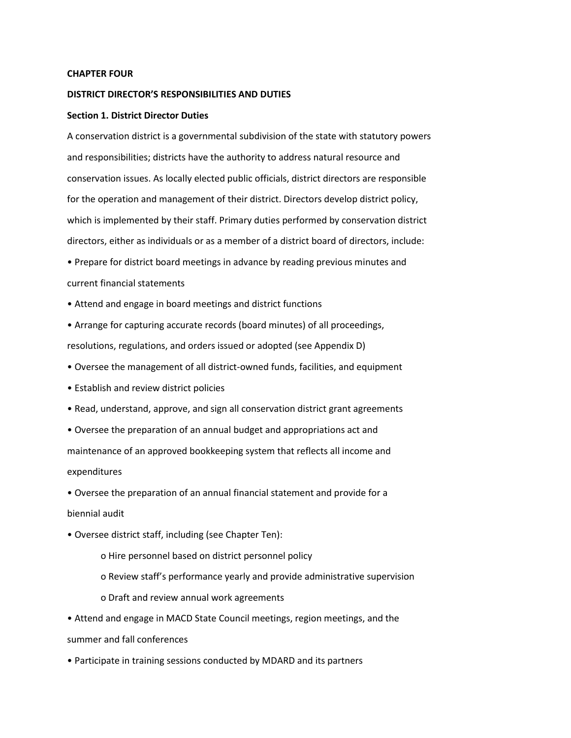# CHAPTER FOUR

## DISTRICT DIRECTOR'S RESPONSIBILITIES AND DUTIES

### Section 1. District Director Duties

A conservation district is a governmental subdivision of the state with statutory powers and responsibilities; districts have the authority to address natural resource and conservation issues. As locally elected public officials, district directors are responsible for the operation and management of their district. Directors develop district policy, which is implemented by their staff. Primary duties performed by conservation district directors, either as individuals or as a member of a district board of directors, include:

- Prepare for district board meetings in advance by reading previous minutes and current financial statements
- Attend and engage in board meetings and district functions
- Arrange for capturing accurate records (board minutes) of all proceedings, resolutions, regulations, and orders issued or adopted (see Appendix D)
- Oversee the management of all district-owned funds, facilities, and equipment
- Establish and review district policies
- Read, understand, approve, and sign all conservation district grant agreements
- Oversee the preparation of an annual budget and appropriations act and maintenance of an approved bookkeeping system that reflects all income and expenditures
- Oversee the preparation of an annual financial statement and provide for a biennial audit
- Oversee district staff, including (see Chapter Ten):
  - Hire personnel based on district personnel policy
  - Review staff's performance yearly and provide administrative supervision
  - Draft and review annual work agreements
- Attend and engage in MACD State Council meetings, region meetings, and the summer and fall conferences
- Participate in training sessions conducted by MDARD and its partners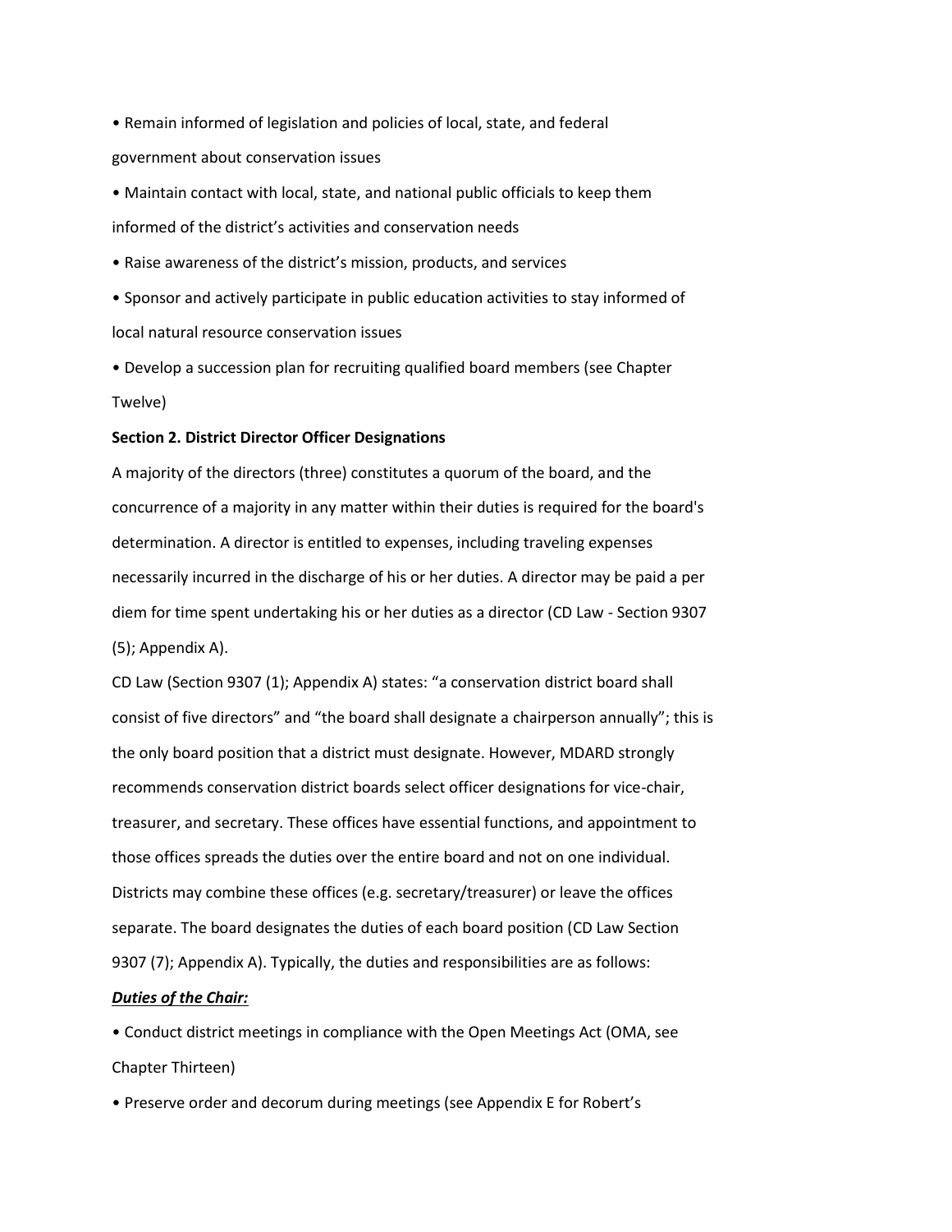- Remain informed of legislation and policies of local, state, and federal government about conservation issues
- Maintain contact with local, state, and national public officials to keep them informed of the district's activities and conservation needs
- Raise awareness of the district's mission, products, and services
- Sponsor and actively participate in public education activities to stay informed of local natural resource conservation issues
- Develop a succession plan for recruiting qualified board members (see Chapter Twelve)

**Section 2. District Director Officer Designations**

A majority of the directors (three) constitutes a quorum of the board, and the concurrence of a majority in any matter within their duties is required for the board's determination. A director is entitled to expenses, including traveling expenses necessarily incurred in the discharge of his or her duties. A director may be paid a per diem for time spent undertaking his or her duties as a director (CD Law - Section 9307 (5); Appendix A).

CD Law (Section 9307 (1); Appendix A) states: "a conservation district board shall consist of five directors" and "the board shall designate a chairperson annually"; this is the only board position that a district must designate. However, MDARD strongly recommends conservation district boards select officer designations for vice-chair, treasurer, and secretary. These offices have essential functions, and appointment to those offices spreads the duties over the entire board and not on one individual. Districts may combine these offices (e.g. secretary/treasurer) or leave the offices separate. The board designates the duties of each board position (CD Law Section 9307 (7); Appendix A). Typically, the duties and responsibilities are as follows:

***Duties of the Chair:***

- Conduct district meetings in compliance with the Open Meetings Act (OMA, see Chapter Thirteen)
- Preserve order and decorum during meetings (see Appendix E for Robert's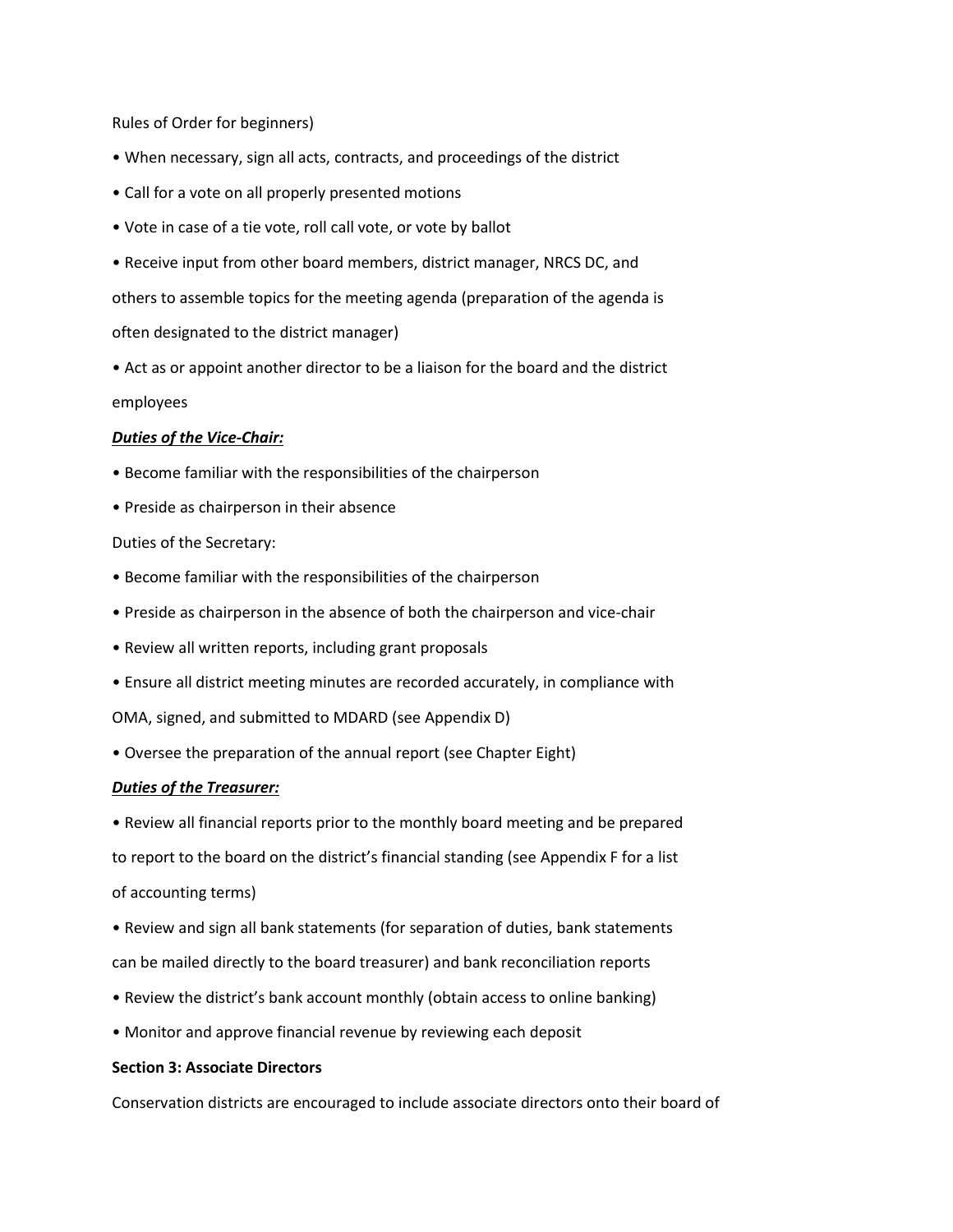Rules of Order for beginners)

- When necessary, sign all acts, contracts, and proceedings of the district
- Call for a vote on all properly presented motions
- Vote in case of a tie vote, roll call vote, or vote by ballot
- Receive input from other board members, district manager, NRCS DC, and others to assemble topics for the meeting agenda (preparation of the agenda is often designated to the district manager)
- Act as or appoint another director to be a liaison for the board and the district employees

***Duties of the Vice-Chair:***

- Become familiar with the responsibilities of the chairperson
- Preside as chairperson in their absence

Duties of the Secretary:

- Become familiar with the responsibilities of the chairperson
- Preside as chairperson in the absence of both the chairperson and vice-chair
- Review all written reports, including grant proposals
- Ensure all district meeting minutes are recorded accurately, in compliance with OMA, signed, and submitted to MDARD (see Appendix D)
- Oversee the preparation of the annual report (see Chapter Eight)

***Duties of the Treasurer:***

- Review all financial reports prior to the monthly board meeting and be prepared to report to the board on the district's financial standing (see Appendix F for a list of accounting terms)
- Review and sign all bank statements (for separation of duties, bank statements can be mailed directly to the board treasurer) and bank reconciliation reports
- Review the district's bank account monthly (obtain access to online banking)
- Monitor and approve financial revenue by reviewing each deposit

**Section 3: Associate Directors**

Conservation districts are encouraged to include associate directors onto their board of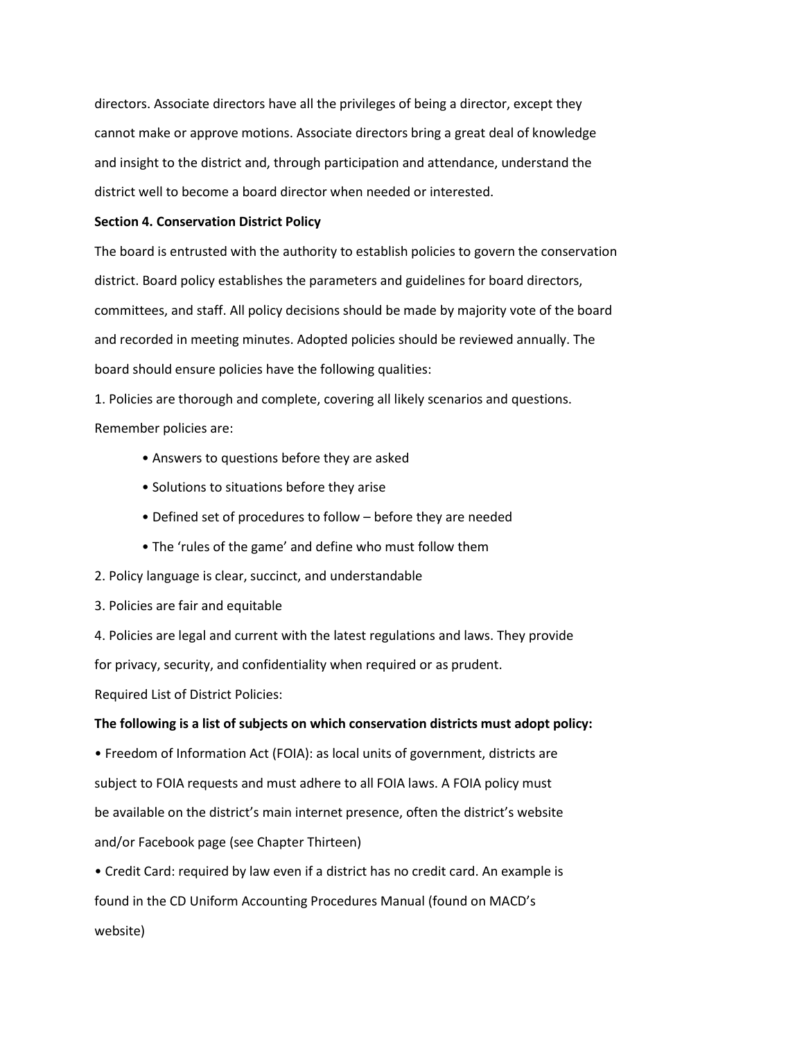directors. Associate directors have all the privileges of being a director, except they cannot make or approve motions. Associate directors bring a great deal of knowledge and insight to the district and, through participation and attendance, understand the district well to become a board director when needed or interested.

**Section 4. Conservation District Policy**

The board is entrusted with the authority to establish policies to govern the conservation district. Board policy establishes the parameters and guidelines for board directors, committees, and staff. All policy decisions should be made by majority vote of the board and recorded in meeting minutes. Adopted policies should be reviewed annually. The board should ensure policies have the following qualities:

1. Policies are thorough and complete, covering all likely scenarios and questions. Remember policies are:
    - Answers to questions before they are asked
    - Solutions to situations before they arise
    - Defined set of procedures to follow – before they are needed
    - The 'rules of the game' and define who must follow them
2. Policy language is clear, succinct, and understandable
3. Policies are fair and equitable
4. Policies are legal and current with the latest regulations and laws. They provide for privacy, security, and confidentiality when required or as prudent.

Required List of District Policies:

**The following is a list of subjects on which conservation districts must adopt policy:**

- Freedom of Information Act (FOIA): as local units of government, districts are subject to FOIA requests and must adhere to all FOIA laws. A FOIA policy must be available on the district's main internet presence, often the district's website and/or Facebook page (see Chapter Thirteen)
- Credit Card: required by law even if a district has no credit card. An example is found in the CD Uniform Accounting Procedures Manual (found on MACD's website)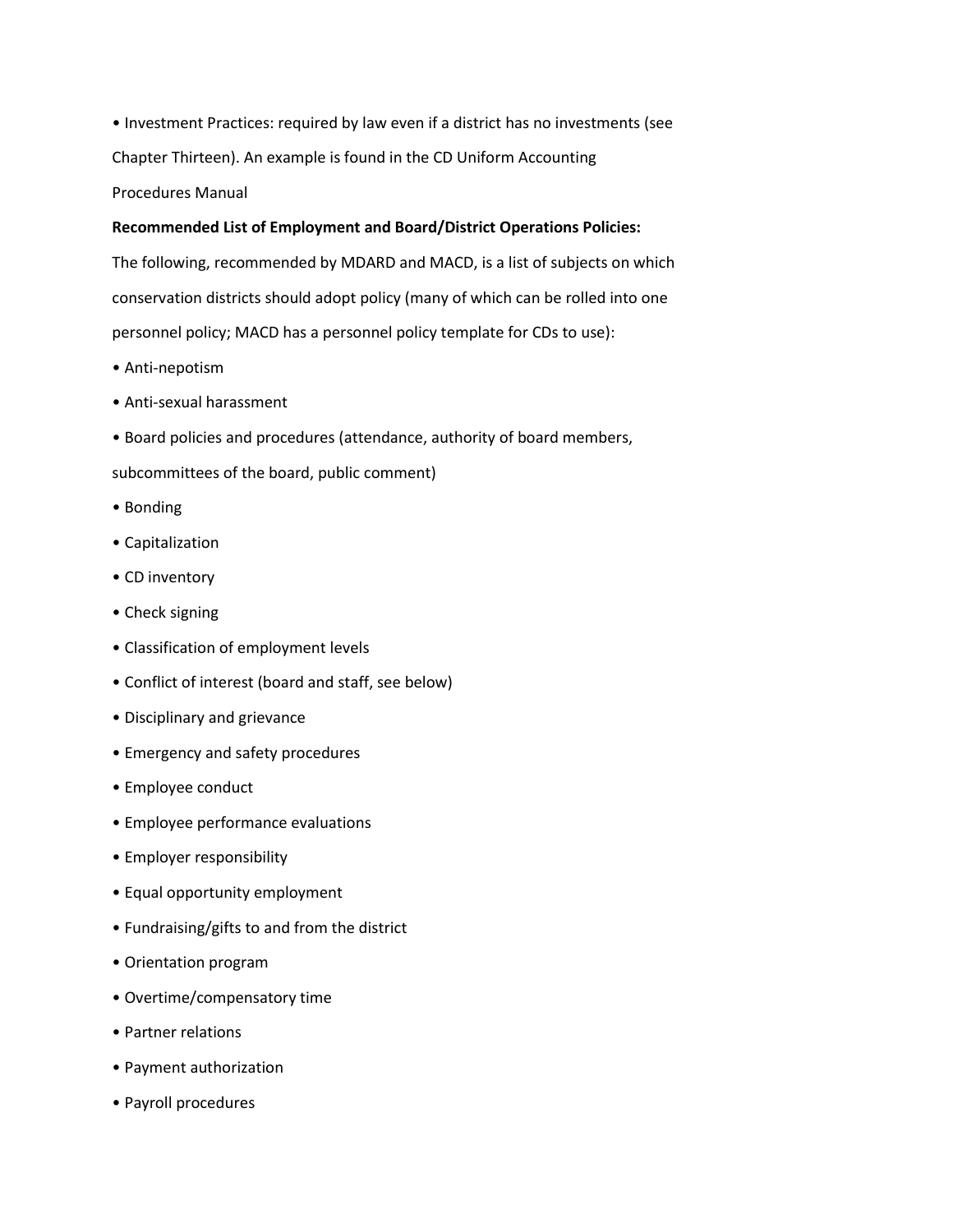- Investment Practices: required by law even if a district has no investments (see Chapter Thirteen). An example is found in the CD Uniform Accounting Procedures Manual

**Recommended List of Employment and Board/District Operations Policies:**

The following, recommended by MDARD and MACD, is a list of subjects on which conservation districts should adopt policy (many of which can be rolled into one personnel policy; MACD has a personnel policy template for CDs to use):

- Anti-nepotism
- Anti-sexual harassment
- Board policies and procedures (attendance, authority of board members, subcommittees of the board, public comment)
- Bonding
- Capitalization
- CD inventory
- Check signing
- Classification of employment levels
- Conflict of interest (board and staff, see below)
- Disciplinary and grievance
- Emergency and safety procedures
- Employee conduct
- Employee performance evaluations
- Employer responsibility
- Equal opportunity employment
- Fundraising/gifts to and from the district
- Orientation program
- Overtime/compensatory time
- Partner relations
- Payment authorization
- Payroll procedures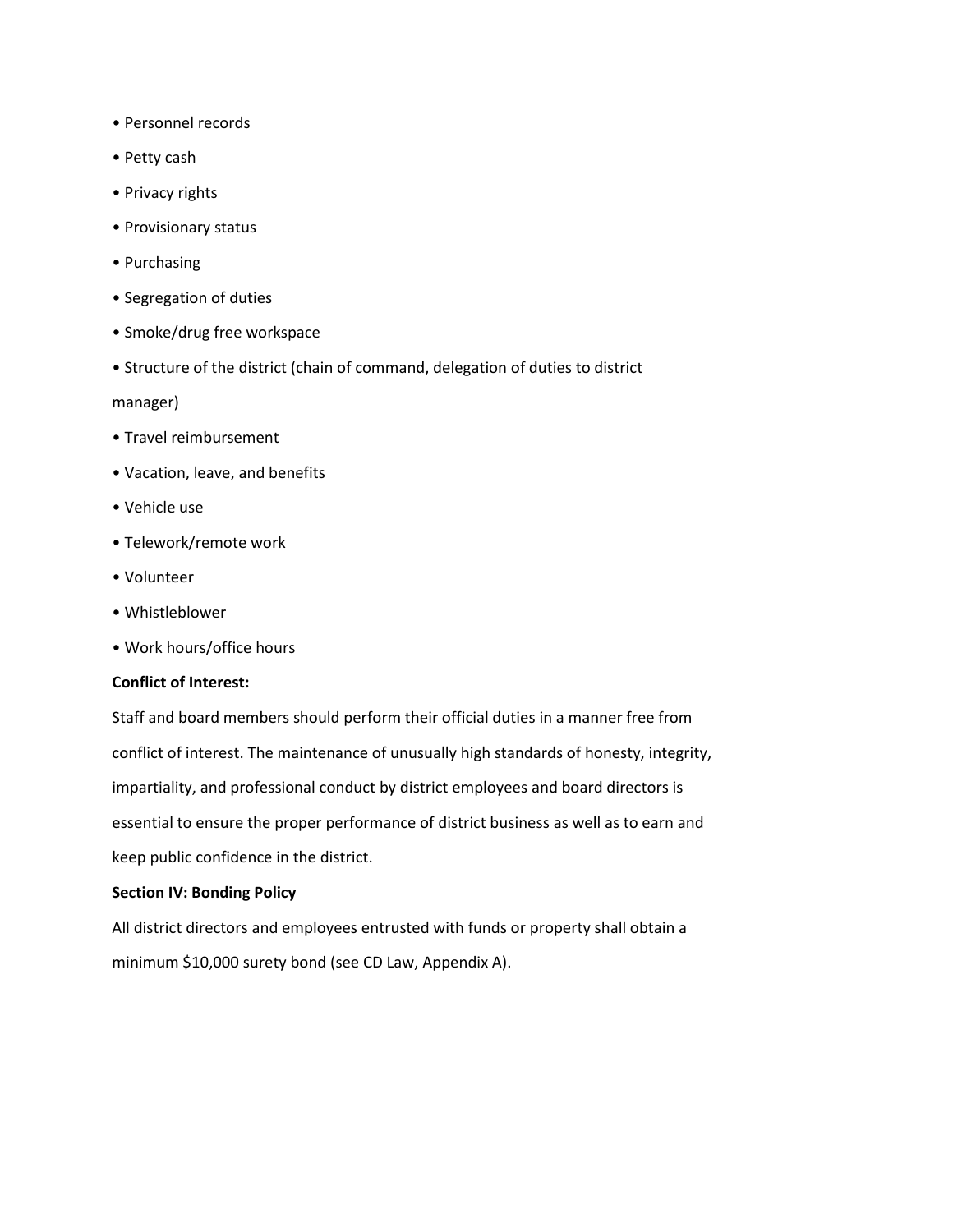- Personnel records
- Petty cash
- Privacy rights
- Provisionary status
- Purchasing
- Segregation of duties
- Smoke/drug free workspace
- Structure of the district (chain of command, delegation of duties to district manager)
- Travel reimbursement
- Vacation, leave, and benefits
- Vehicle use
- Telework/remote work
- Volunteer
- Whistleblower
- Work hours/office hours

**Conflict of Interest:**

Staff and board members should perform their official duties in a manner free from conflict of interest. The maintenance of unusually high standards of honesty, integrity, impartiality, and professional conduct by district employees and board directors is essential to ensure the proper performance of district business as well as to earn and keep public confidence in the district.

**Section IV: Bonding Policy**

All district directors and employees entrusted with funds or property shall obtain a minimum $10,000 surety bond (see CD Law, Appendix A).